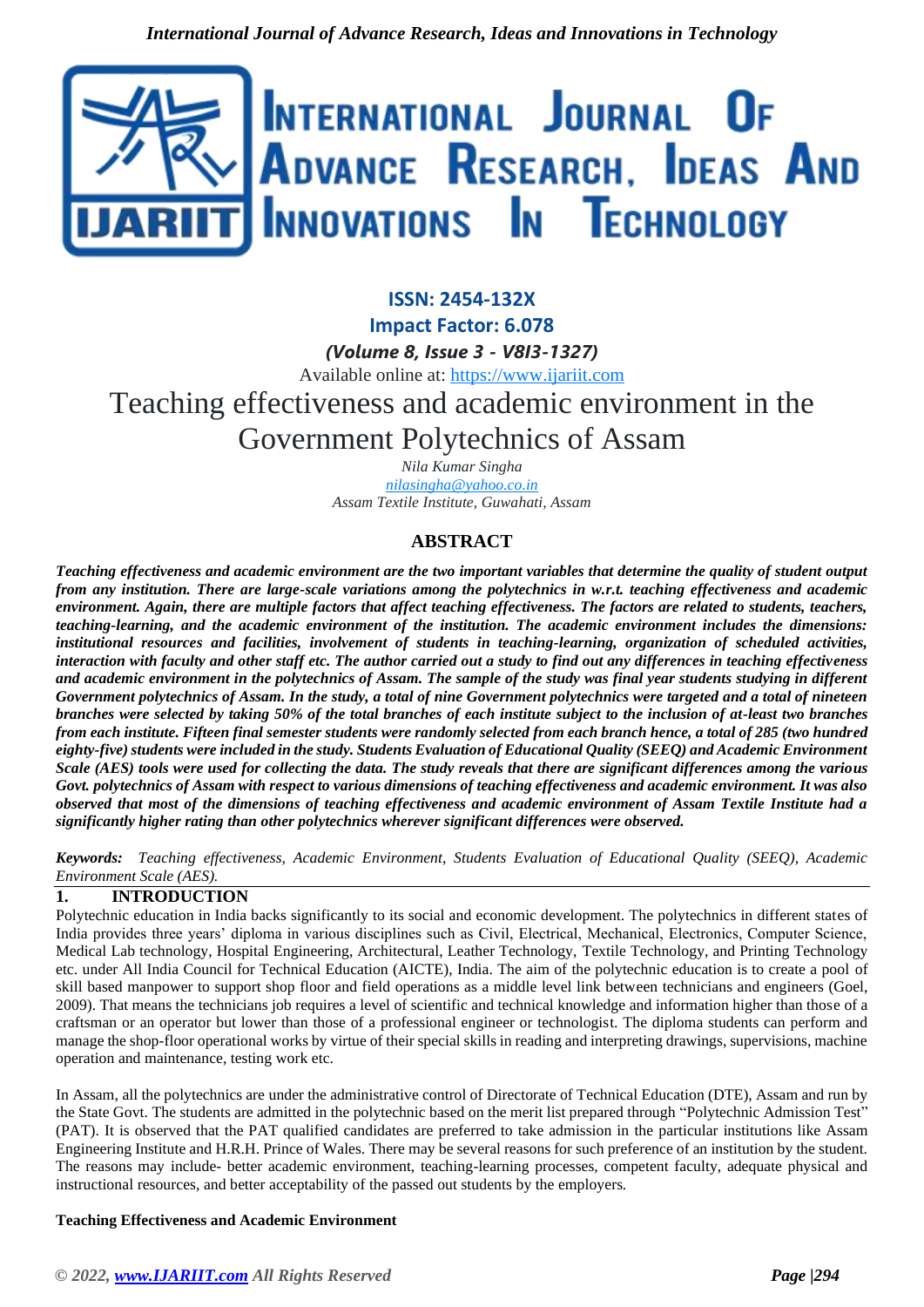ISSN: 2454-132X

Impact Factor: 6.078

*(Volume 8, Issue 3 - V8I3-1327)*

Available online at: https://www.ijariit.com

# Teaching effectiveness and academic environment in the Government Polytechnics of Assam

*Nila Kumar Singha*
*nilasingha@yahoo.co.in*
*Assam Textile Institute, Guwahati, Assam*

## ABSTRACT

***Teaching effectiveness and academic environment are the two important variables that determine the quality of student output from any institution. There are large-scale variations among the polytechnics in w.r.t. teaching effectiveness and academic environment. Again, there are multiple factors that affect teaching effectiveness. The factors are related to students, teachers, teaching-learning, and the academic environment of the institution. The academic environment includes the dimensions: institutional resources and facilities, involvement of students in teaching-learning, organization of scheduled activities, interaction with faculty and other staff etc. The author carried out a study to find out any differences in teaching effectiveness and academic environment in the polytechnics of Assam. The sample of the study was final year students studying in different Government polytechnics of Assam. In the study, a total of nine Government polytechnics were targeted and a total of nineteen branches were selected by taking 50% of the total branches of each institute subject to the inclusion of at-least two branches from each institute. Fifteen final semester students were randomly selected from each branch hence, a total of 285 (two hundred eighty-five) students were included in the study. Students Evaluation of Educational Quality (SEEQ) and Academic Environment Scale (AES) tools were used for collecting the data. The study reveals that there are significant differences among the various Govt. polytechnics of Assam with respect to various dimensions of teaching effectiveness and academic environment. It was also observed that most of the dimensions of teaching effectiveness and academic environment of Assam Textile Institute had a significantly higher rating than other polytechnics wherever significant differences were observed.***

***Keywords:*** *Teaching effectiveness, Academic Environment, Students Evaluation of Educational Quality (SEEQ), Academic Environment Scale (AES).*

## 1. INTRODUCTION

Polytechnic education in India backs significantly to its social and economic development. The polytechnics in different states of India provides three years' diploma in various disciplines such as Civil, Electrical, Mechanical, Electronics, Computer Science, Medical Lab technology, Hospital Engineering, Architectural, Leather Technology, Textile Technology, and Printing Technology etc. under All India Council for Technical Education (AICTE), India. The aim of the polytechnic education is to create a pool of skill based manpower to support shop floor and field operations as a middle level link between technicians and engineers (Goel, 2009). That means the technicians job requires a level of scientific and technical knowledge and information higher than those of a craftsman or an operator but lower than those of a professional engineer or technologist. The diploma students can perform and manage the shop-floor operational works by virtue of their special skills in reading and interpreting drawings, supervisions, machine operation and maintenance, testing work etc.

In Assam, all the polytechnics are under the administrative control of Directorate of Technical Education (DTE), Assam and run by the State Govt. The students are admitted in the polytechnic based on the merit list prepared through "Polytechnic Admission Test" (PAT). It is observed that the PAT qualified candidates are preferred to take admission in the particular institutions like Assam Engineering Institute and H.R.H. Prince of Wales. There may be several reasons for such preference of an institution by the student. The reasons may include- better academic environment, teaching-learning processes, competent faculty, adequate physical and instructional resources, and better acceptability of the passed out students by the employers.

**Teaching Effectiveness and Academic Environment**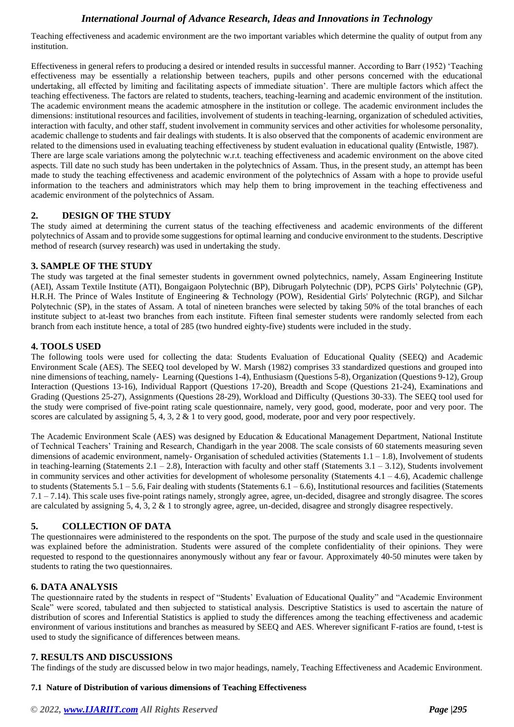Teaching effectiveness and academic environment are the two important variables which determine the quality of output from any institution.

Effectiveness in general refers to producing a desired or intended results in successful manner. According to Barr (1952) 'Teaching effectiveness may be essentially a relationship between teachers, pupils and other persons concerned with the educational undertaking, all effected by limiting and facilitating aspects of immediate situation'. There are multiple factors which affect the teaching effectiveness. The factors are related to students, teachers, teaching-learning and academic environment of the institution. The academic environment means the academic atmosphere in the institution or college. The academic environment includes the dimensions: institutional resources and facilities, involvement of students in teaching-learning, organization of scheduled activities, interaction with faculty, and other staff, student involvement in community services and other activities for wholesome personality, academic challenge to students and fair dealings with students. It is also observed that the components of academic environment are related to the dimensions used in evaluating teaching effectiveness by student evaluation in educational quality (Entwistle, 1987).
There are large scale variations among the polytechnic w.r.t. teaching effectiveness and academic environment on the above cited aspects. Till date no such study has been undertaken in the polytechnics of Assam. Thus, in the present study, an attempt has been made to study the teaching effectiveness and academic environment of the polytechnics of Assam with a hope to provide useful information to the teachers and administrators which may help them to bring improvement in the teaching effectiveness and academic environment of the polytechnics of Assam.

## 2. DESIGN OF THE STUDY

The study aimed at determining the current status of the teaching effectiveness and academic environments of the different polytechnics of Assam and to provide some suggestions for optimal learning and conducive environment to the students. Descriptive method of research (survey research) was used in undertaking the study.

## 3. SAMPLE OF THE STUDY

The study was targeted at the final semester students in government owned polytechnics, namely, Assam Engineering Institute (AEI), Assam Textile Institute (ATI), Bongaigaon Polytechnic (BP), Dibrugarh Polytechnic (DP), PCPS Girls' Polytechnic (GP), H.R.H. The Prince of Wales Institute of Engineering & Technology (POW), Residential Girls' Polytechnic (RGP), and Silchar Polytechnic (SP), in the states of Assam. A total of nineteen branches were selected by taking 50% of the total branches of each institute subject to at-least two branches from each institute. Fifteen final semester students were randomly selected from each branch from each institute hence, a total of 285 (two hundred eighty-five) students were included in the study.

## 4. TOOLS USED

The following tools were used for collecting the data: Students Evaluation of Educational Quality (SEEQ) and Academic Environment Scale (AES). The SEEQ tool developed by W. Marsh (1982) comprises 33 standardized questions and grouped into nine dimensions of teaching, namely- Learning (Questions 1-4), Enthusiasm (Questions 5-8), Organization (Questions 9-12), Group Interaction (Questions 13-16), Individual Rapport (Questions 17-20), Breadth and Scope (Questions 21-24), Examinations and Grading (Questions 25-27), Assignments (Questions 28-29), Workload and Difficulty (Questions 30-33). The SEEQ tool used for the study were comprised of five-point rating scale questionnaire, namely, very good, good, moderate, poor and very poor. The scores are calculated by assigning 5, 4, 3, 2 & 1 to very good, good, moderate, poor and very poor respectively.

The Academic Environment Scale (AES) was designed by Education & Educational Management Department, National Institute of Technical Teachers' Training and Research, Chandigarh in the year 2008. The scale consists of 60 statements measuring seven dimensions of academic environment, namely- Organisation of scheduled activities (Statements 1.1 – 1.8), Involvement of students in teaching-learning (Statements 2.1 – 2.8), Interaction with faculty and other staff (Statements 3.1 – 3.12), Students involvement in community services and other activities for development of wholesome personality (Statements 4.1 – 4.6), Academic challenge to students (Statements 5.1 – 5.6, Fair dealing with students (Statements 6.1 – 6.6), Institutional resources and facilities (Statements 7.1 – 7.14). This scale uses five-point ratings namely, strongly agree, agree, un-decided, disagree and strongly disagree. The scores are calculated by assigning 5, 4, 3, 2 & 1 to strongly agree, agree, un-decided, disagree and strongly disagree respectively.

## 5. COLLECTION OF DATA

The questionnaires were administered to the respondents on the spot. The purpose of the study and scale used in the questionnaire was explained before the administration. Students were assured of the complete confidentiality of their opinions. They were requested to respond to the questionnaires anonymously without any fear or favour. Approximately 40-50 minutes were taken by students to rating the two questionnaires.

## 6. DATA ANALYSIS

The questionnaire rated by the students in respect of "Students' Evaluation of Educational Quality" and "Academic Environment Scale" were scored, tabulated and then subjected to statistical analysis. Descriptive Statistics is used to ascertain the nature of distribution of scores and Inferential Statistics is applied to study the differences among the teaching effectiveness and academic environment of various institutions and branches as measured by SEEQ and AES. Wherever significant F-ratios are found, t-test is used to study the significance of differences between means.

## 7. RESULTS AND DISCUSSIONS

The findings of the study are discussed below in two major headings, namely, Teaching Effectiveness and Academic Environment.

### 7.1 Nature of Distribution of various dimensions of Teaching Effectiveness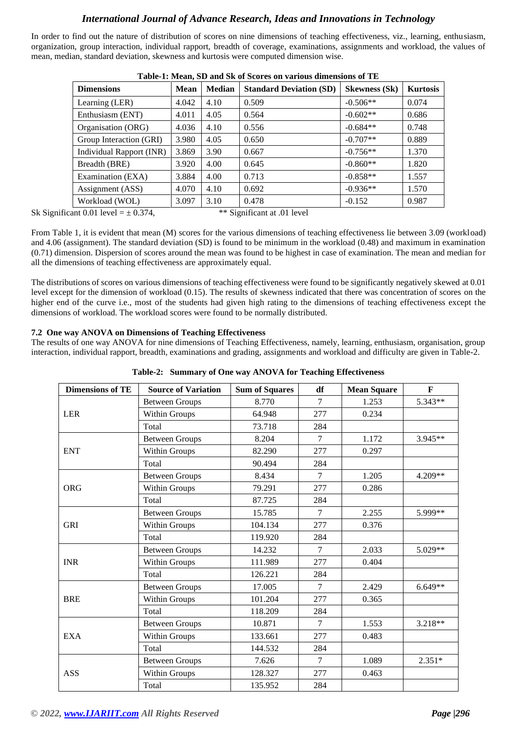In order to find out the nature of distribution of scores on nine dimensions of teaching effectiveness, viz., learning, enthusiasm, organization, group interaction, individual rapport, breadth of coverage, examinations, assignments and workload, the values of mean, median, standard deviation, skewness and kurtosis were computed dimension wise.

**Table-1: Mean, SD and Sk of Scores on various dimensions of TE**

| Dimensions | Mean | Median | Standard Deviation (SD) | Skewness (Sk) | Kurtosis |
|---|---|---|---|---|---|
| Learning (LER) | 4.042 | 4.10 | 0.509 | -0.506** | 0.074 |
| Enthusiasm (ENT) | 4.011 | 4.05 | 0.564 | -0.602** | 0.686 |
| Organisation (ORG) | 4.036 | 4.10 | 0.556 | -0.684** | 0.748 |
| Group Interaction (GRI) | 3.980 | 4.05 | 0.650 | -0.707** | 0.889 |
| Individual Rapport (INR) | 3.869 | 3.90 | 0.667 | -0.756** | 1.370 |
| Breadth (BRE) | 3.920 | 4.00 | 0.645 | -0.860** | 1.820 |
| Examination (EXA) | 3.884 | 4.00 | 0.713 | -0.858** | 1.557 |
| Assignment (ASS) | 4.070 | 4.10 | 0.692 | -0.936** | 1.570 |
| Workload (WOL) | 3.097 | 3.10 | 0.478 | -0.152 | 0.987 |

Sk Significant 0.01 level = ± 0.374, ** Significant at .01 level

From Table 1, it is evident that mean (M) scores for the various dimensions of teaching effectiveness lie between 3.09 (workload) and 4.06 (assignment). The standard deviation (SD) is found to be minimum in the workload (0.48) and maximum in examination (0.71) dimension. Dispersion of scores around the mean was found to be highest in case of examination. The mean and median for all the dimensions of teaching effectiveness are approximately equal.

The distributions of scores on various dimensions of teaching effectiveness were found to be significantly negatively skewed at 0.01 level except for the dimension of workload (0.15). The results of skewness indicated that there was concentration of scores on the higher end of the curve i.e., most of the students had given high rating to the dimensions of teaching effectiveness except the dimensions of workload. The workload scores were found to be normally distributed.

### 7.2 One way ANOVA on Dimensions of Teaching Effectiveness

The results of one way ANOVA for nine dimensions of Teaching Effectiveness, namely, learning, enthusiasm, organisation, group interaction, individual rapport, breadth, examinations and grading, assignments and workload and difficulty are given in Table-2.

**Table-2: Summary of One way ANOVA for Teaching Effectiveness**

| Dimensions of TE | Source of Variation | Sum of Squares | df | Mean Square | F |
|---|---|---|---|---|---|
| LER | Between Groups | 8.770 | 7 | 1.253 | 5.343** |
| | Within Groups | 64.948 | 277 | 0.234 | |
| | Total | 73.718 | 284 | | |
| ENT | Between Groups | 8.204 | 7 | 1.172 | 3.945** |
| | Within Groups | 82.290 | 277 | 0.297 | |
| | Total | 90.494 | 284 | | |
| ORG | Between Groups | 8.434 | 7 | 1.205 | 4.209** |
| | Within Groups | 79.291 | 277 | 0.286 | |
| | Total | 87.725 | 284 | | |
| GRI | Between Groups | 15.785 | 7 | 2.255 | 5.999** |
| | Within Groups | 104.134 | 277 | 0.376 | |
| | Total | 119.920 | 284 | | |
| INR | Between Groups | 14.232 | 7 | 2.033 | 5.029** |
| | Within Groups | 111.989 | 277 | 0.404 | |
| | Total | 126.221 | 284 | | |
| BRE | Between Groups | 17.005 | 7 | 2.429 | 6.649** |
| | Within Groups | 101.204 | 277 | 0.365 | |
| | Total | 118.209 | 284 | | |
| EXA | Between Groups | 10.871 | 7 | 1.553 | 3.218** |
| | Within Groups | 133.661 | 277 | 0.483 | |
| | Total | 144.532 | 284 | | |
| ASS | Between Groups | 7.626 | 7 | 1.089 | 2.351* |
| | Within Groups | 128.327 | 277 | 0.463 | |
| | Total | 135.952 | 284 | | |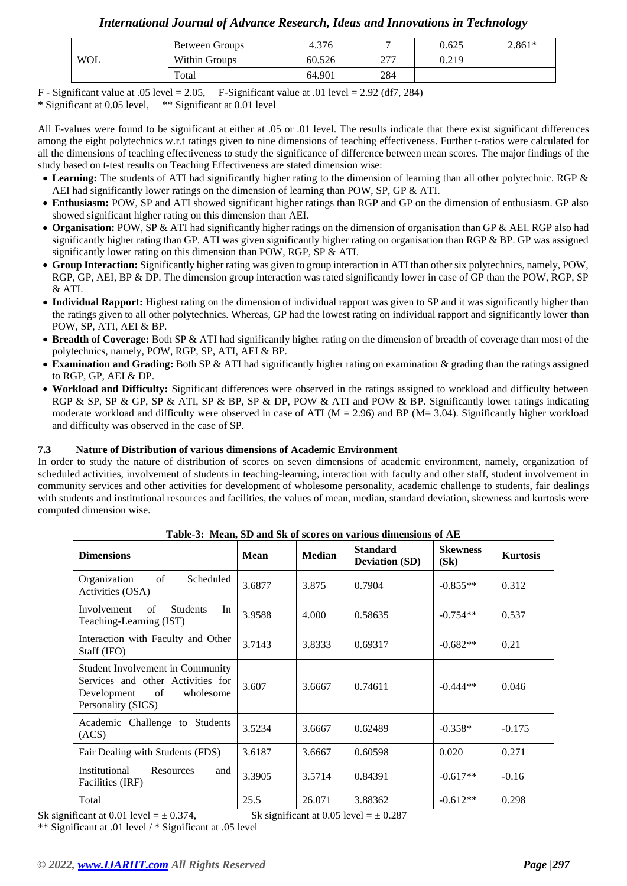| | | | | | |
|---|---|---|---|---|---|
| WOL | Between Groups | 4.376 | 7 | 0.625 | 2.861* |
| | Within Groups | 60.526 | 277 | 0.219 | |
| | Total | 64.901 | 284 | | |

F - Significant value at .05 level = 2.05, F-Significant value at .01 level = 2.92 (df7, 284)
* Significant at 0.05 level, ** Significant at 0.01 level

All F-values were found to be significant at either at .05 or .01 level. The results indicate that there exist significant differences among the eight polytechnics w.r.t ratings given to nine dimensions of teaching effectiveness. Further t-ratios were calculated for all the dimensions of teaching effectiveness to study the significance of difference between mean scores. The major findings of the study based on t-test results on Teaching Effectiveness are stated dimension wise:

- **Learning:** The students of ATI had significantly higher rating to the dimension of learning than all other polytechnic. RGP & AEI had significantly lower ratings on the dimension of learning than POW, SP, GP & ATI.
- **Enthusiasm:** POW, SP and ATI showed significant higher ratings than RGP and GP on the dimension of enthusiasm. GP also showed significant higher rating on this dimension than AEI.
- **Organisation:** POW, SP & ATI had significantly higher ratings on the dimension of organisation than GP & AEI. RGP also had significantly higher rating than GP. ATI was given significantly higher rating on organisation than RGP & BP. GP was assigned significantly lower rating on this dimension than POW, RGP, SP & ATI.
- **Group Interaction:** Significantly higher rating was given to group interaction in ATI than other six polytechnics, namely, POW, RGP, GP, AEI, BP & DP. The dimension group interaction was rated significantly lower in case of GP than the POW, RGP, SP & ATI.
- **Individual Rapport:** Highest rating on the dimension of individual rapport was given to SP and it was significantly higher than the ratings given to all other polytechnics. Whereas, GP had the lowest rating on individual rapport and significantly lower than POW, SP, ATI, AEI & BP.
- **Breadth of Coverage:** Both SP & ATI had significantly higher rating on the dimension of breadth of coverage than most of the polytechnics, namely, POW, RGP, SP, ATI, AEI & BP.
- **Examination and Grading:** Both SP & ATI had significantly higher rating on examination & grading than the ratings assigned to RGP, GP, AEI & DP.
- **Workload and Difficulty:** Significant differences were observed in the ratings assigned to workload and difficulty between RGP & SP, SP & GP, SP & ATI, SP & BP, SP & DP, POW & ATI and POW & BP. Significantly lower ratings indicating moderate workload and difficulty were observed in case of ATI (M = 2.96) and BP (M= 3.04). Significantly higher workload and difficulty was observed in the case of SP.

### 7.3 Nature of Distribution of various dimensions of Academic Environment

In order to study the nature of distribution of scores on seven dimensions of academic environment, namely, organization of scheduled activities, involvement of students in teaching-learning, interaction with faculty and other staff, student involvement in community services and other activities for development of wholesome personality, academic challenge to students, fair dealings with students and institutional resources and facilities, the values of mean, median, standard deviation, skewness and kurtosis were computed dimension wise.

**Table-3: Mean, SD and Sk of scores on various dimensions of AE**

| Dimensions | Mean | Median | Standard Deviation (SD) | Skewness (Sk) | Kurtosis |
|---|---|---|---|---|---|
| Organization of Scheduled Activities (OSA) | 3.6877 | 3.875 | 0.7904 | -0.855** | 0.312 |
| Involvement of Students In Teaching-Learning (IST) | 3.9588 | 4.000 | 0.58635 | -0.754** | 0.537 |
| Interaction with Faculty and Other Staff (IFO) | 3.7143 | 3.8333 | 0.69317 | -0.682** | 0.21 |
| Student Involvement in Community Services and other Activities for Development of wholesome Personality (SICS) | 3.607 | 3.6667 | 0.74611 | -0.444** | 0.046 |
| Academic Challenge to Students (ACS) | 3.5234 | 3.6667 | 0.62489 | -0.358* | -0.175 |
| Fair Dealing with Students (FDS) | 3.6187 | 3.6667 | 0.60598 | 0.020 | 0.271 |
| Institutional Resources and Facilities (IRF) | 3.3905 | 3.5714 | 0.84391 | -0.617** | -0.16 |
| Total | 25.5 | 26.071 | 3.88362 | -0.612** | 0.298 |

Sk significant at 0.01 level = ± 0.374, Sk significant at 0.05 level = ± 0.287
** Significant at .01 level / * Significant at .05 level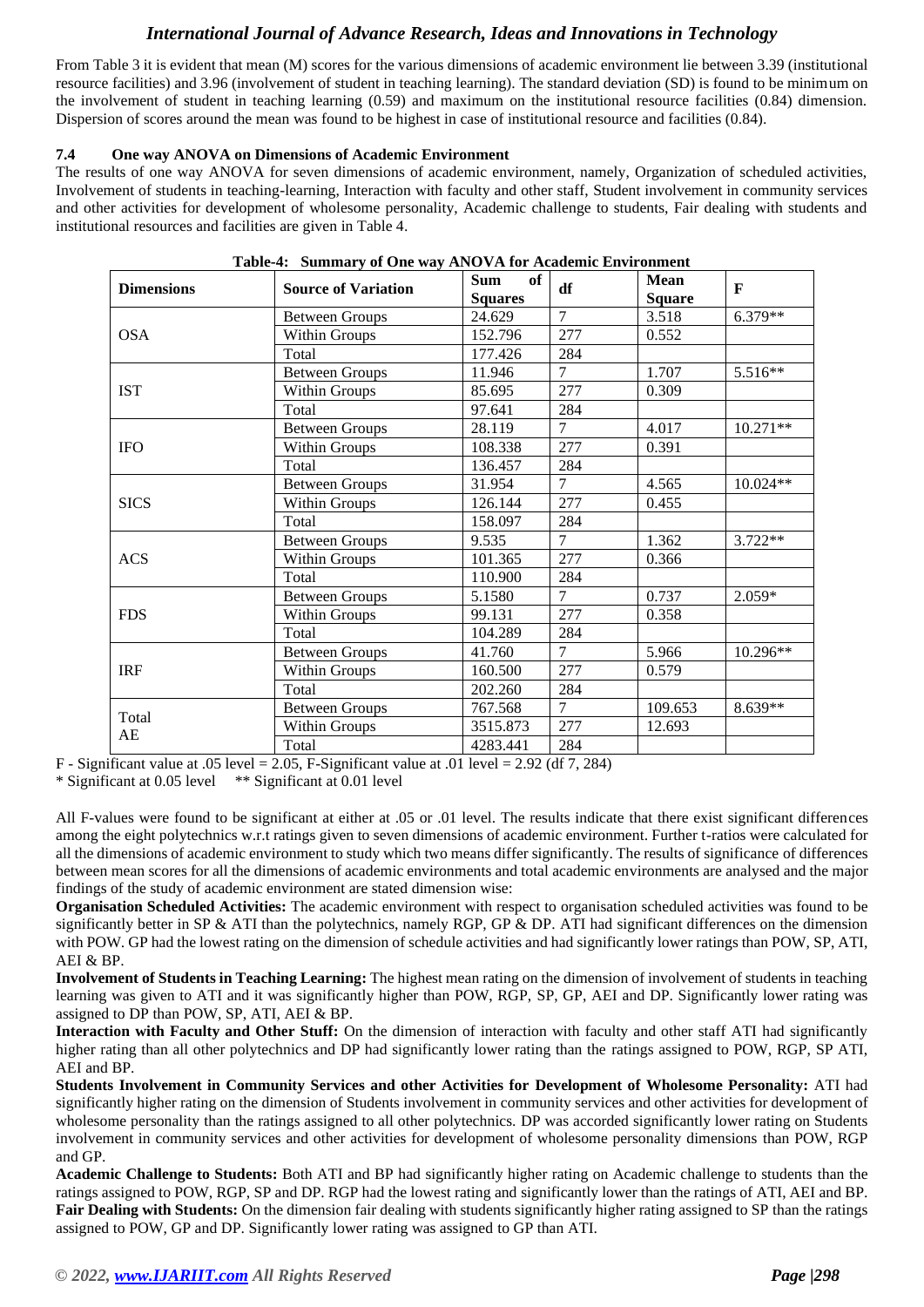From Table 3 it is evident that mean (M) scores for the various dimensions of academic environment lie between 3.39 (institutional resource facilities) and 3.96 (involvement of student in teaching learning). The standard deviation (SD) is found to be minimum on the involvement of student in teaching learning (0.59) and maximum on the institutional resource facilities (0.84) dimension. Dispersion of scores around the mean was found to be highest in case of institutional resource and facilities (0.84).

### 7.4 One way ANOVA on Dimensions of Academic Environment

The results of one way ANOVA for seven dimensions of academic environment, namely, Organization of scheduled activities, Involvement of students in teaching-learning, Interaction with faculty and other staff, Student involvement in community services and other activities for development of wholesome personality, Academic challenge to students, Fair dealing with students and institutional resources and facilities are given in Table 4.

**Table-4: Summary of One way ANOVA for Academic Environment**

| Dimensions | Source of Variation | Sum of Squares | df | Mean Square | F |
|---|---|---|---|---|---|
| OSA | Between Groups | 24.629 | 7 | 3.518 | 6.379** |
| | Within Groups | 152.796 | 277 | 0.552 | |
| | Total | 177.426 | 284 | | |
| IST | Between Groups | 11.946 | 7 | 1.707 | 5.516** |
| | Within Groups | 85.695 | 277 | 0.309 | |
| | Total | 97.641 | 284 | | |
| IFO | Between Groups | 28.119 | 7 | 4.017 | 10.271** |
| | Within Groups | 108.338 | 277 | 0.391 | |
| | Total | 136.457 | 284 | | |
| SICS | Between Groups | 31.954 | 7 | 4.565 | 10.024** |
| | Within Groups | 126.144 | 277 | 0.455 | |
| | Total | 158.097 | 284 | | |
| ACS | Between Groups | 9.535 | 7 | 1.362 | 3.722** |
| | Within Groups | 101.365 | 277 | 0.366 | |
| | Total | 110.900 | 284 | | |
| FDS | Between Groups | 5.1580 | 7 | 0.737 | 2.059* |
| | Within Groups | 99.131 | 277 | 0.358 | |
| | Total | 104.289 | 284 | | |
| IRF | Between Groups | 41.760 | 7 | 5.966 | 10.296** |
| | Within Groups | 160.500 | 277 | 0.579 | |
| | Total | 202.260 | 284 | | |
| Total AE | Between Groups | 767.568 | 7 | 109.653 | 8.639** |
| | Within Groups | 3515.873 | 277 | 12.693 | |
| | Total | 4283.441 | 284 | | |

F - Significant value at .05 level = 2.05, F-Significant value at .01 level = 2.92 (df 7, 284)

\* Significant at 0.05 level ** Significant at 0.01 level

All F-values were found to be significant at either at .05 or .01 level. The results indicate that there exist significant differences among the eight polytechnics w.r.t ratings given to seven dimensions of academic environment. Further t-ratios were calculated for all the dimensions of academic environment to study which two means differ significantly. The results of significance of differences between mean scores for all the dimensions of academic environments and total academic environments are analysed and the major findings of the study of academic environment are stated dimension wise:

**Organisation Scheduled Activities:** The academic environment with respect to organisation scheduled activities was found to be significantly better in SP & ATI than the polytechnics, namely RGP, GP & DP. ATI had significant differences on the dimension with POW. GP had the lowest rating on the dimension of schedule activities and had significantly lower ratings than POW, SP, ATI, AEI & BP.

**Involvement of Students in Teaching Learning:** The highest mean rating on the dimension of involvement of students in teaching learning was given to ATI and it was significantly higher than POW, RGP, SP, GP, AEI and DP. Significantly lower rating was assigned to DP than POW, SP, ATI, AEI & BP.

**Interaction with Faculty and Other Stuff:** On the dimension of interaction with faculty and other staff ATI had significantly higher rating than all other polytechnics and DP had significantly lower rating than the ratings assigned to POW, RGP, SP ATI, AEI and BP.

**Students Involvement in Community Services and other Activities for Development of Wholesome Personality:** ATI had significantly higher rating on the dimension of Students involvement in community services and other activities for development of wholesome personality than the ratings assigned to all other polytechnics. DP was accorded significantly lower rating on Students involvement in community services and other activities for development of wholesome personality dimensions than POW, RGP and GP.

**Academic Challenge to Students:** Both ATI and BP had significantly higher rating on Academic challenge to students than the ratings assigned to POW, RGP, SP and DP. RGP had the lowest rating and significantly lower than the ratings of ATI, AEI and BP.

**Fair Dealing with Students:** On the dimension fair dealing with students significantly higher rating assigned to SP than the ratings assigned to POW, GP and DP. Significantly lower rating was assigned to GP than ATI.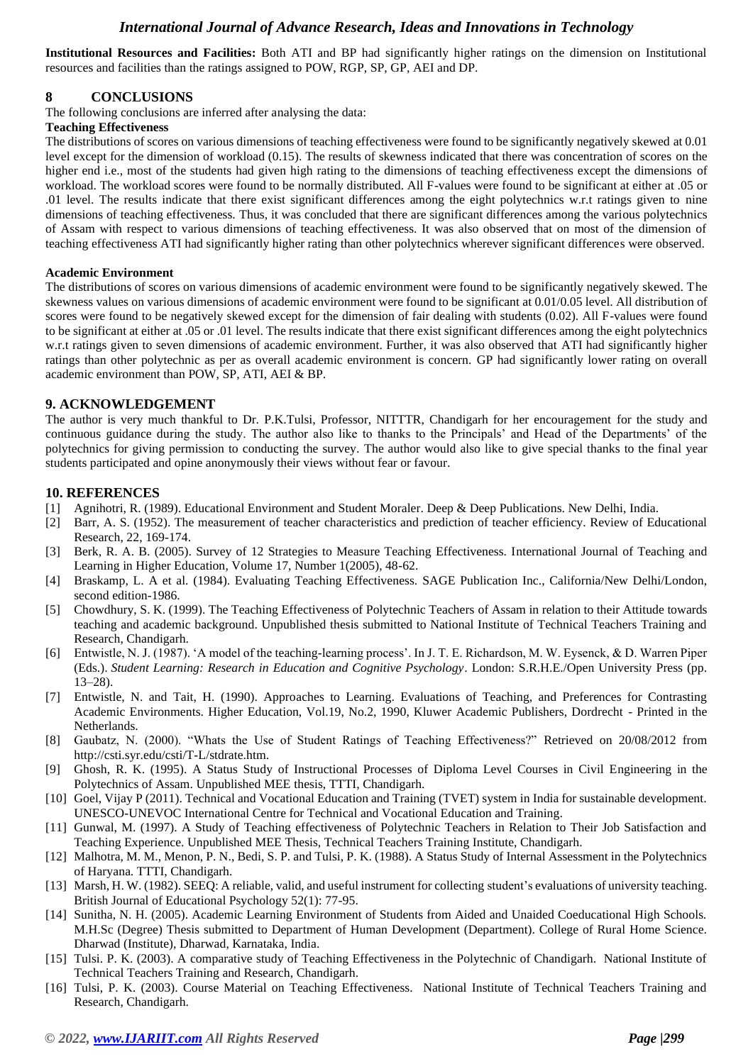**Institutional Resources and Facilities:** Both ATI and BP had significantly higher ratings on the dimension on Institutional resources and facilities than the ratings assigned to POW, RGP, SP, GP, AEI and DP.

## 8 CONCLUSIONS

The following conclusions are inferred after analysing the data:

**Teaching Effectiveness**

The distributions of scores on various dimensions of teaching effectiveness were found to be significantly negatively skewed at 0.01 level except for the dimension of workload (0.15). The results of skewness indicated that there was concentration of scores on the higher end i.e., most of the students had given high rating to the dimensions of teaching effectiveness except the dimensions of workload. The workload scores were found to be normally distributed. All F-values were found to be significant at either at .05 or .01 level. The results indicate that there exist significant differences among the eight polytechnics w.r.t ratings given to nine dimensions of teaching effectiveness. Thus, it was concluded that there are significant differences among the various polytechnics of Assam with respect to various dimensions of teaching effectiveness. It was also observed that on most of the dimension of teaching effectiveness ATI had significantly higher rating than other polytechnics wherever significant differences were observed.

**Academic Environment**

The distributions of scores on various dimensions of academic environment were found to be significantly negatively skewed. The skewness values on various dimensions of academic environment were found to be significant at 0.01/0.05 level. All distribution of scores were found to be negatively skewed except for the dimension of fair dealing with students (0.02). All F-values were found to be significant at either at .05 or .01 level. The results indicate that there exist significant differences among the eight polytechnics w.r.t ratings given to seven dimensions of academic environment. Further, it was also observed that ATI had significantly higher ratings than other polytechnic as per as overall academic environment is concern. GP had significantly lower rating on overall academic environment than POW, SP, ATI, AEI & BP.

## 9. ACKNOWLEDGEMENT

The author is very much thankful to Dr. P.K.Tulsi, Professor, NITTTR, Chandigarh for her encouragement for the study and continuous guidance during the study. The author also like to thanks to the Principals' and Head of the Departments' of the polytechnics for giving permission to conducting the survey. The author would also like to give special thanks to the final year students participated and opine anonymously their views without fear or favour.

## 10. REFERENCES

[1] Agnihotri, R. (1989). Educational Environment and Student Moraler. Deep & Deep Publications. New Delhi, India.

[2] Barr, A. S. (1952). The measurement of teacher characteristics and prediction of teacher efficiency. Review of Educational Research, 22, 169-174.

[3] Berk, R. A. B. (2005). Survey of 12 Strategies to Measure Teaching Effectiveness. International Journal of Teaching and Learning in Higher Education, Volume 17, Number 1(2005), 48-62.

[4] Braskamp, L. A et al. (1984). Evaluating Teaching Effectiveness. SAGE Publication Inc., California/New Delhi/London, second edition-1986.

[5] Chowdhury, S. K. (1999). The Teaching Effectiveness of Polytechnic Teachers of Assam in relation to their Attitude towards teaching and academic background. Unpublished thesis submitted to National Institute of Technical Teachers Training and Research, Chandigarh.

[6] Entwistle, N. J. (1987). 'A model of the teaching-learning process'. In J. T. E. Richardson, M. W. Eysenck, & D. Warren Piper (Eds.). *Student Learning: Research in Education and Cognitive Psychology*. London: S.R.H.E./Open University Press (pp. 13–28).

[7] Entwistle, N. and Tait, H. (1990). Approaches to Learning. Evaluations of Teaching, and Preferences for Contrasting Academic Environments. Higher Education, Vol.19, No.2, 1990, Kluwer Academic Publishers, Dordrecht - Printed in the Netherlands.

[8] Gaubatz, N. (2000). "Whats the Use of Student Ratings of Teaching Effectiveness?" Retrieved on 20/08/2012 from http://csti.syr.edu/csti/T-L/stdrate.htm.

[9] Ghosh, R. K. (1995). A Status Study of Instructional Processes of Diploma Level Courses in Civil Engineering in the Polytechnics of Assam. Unpublished MEE thesis, TTTI, Chandigarh.

[10] Goel, Vijay P (2011). Technical and Vocational Education and Training (TVET) system in India for sustainable development. UNESCO-UNEVOC International Centre for Technical and Vocational Education and Training.

[11] Gunwal, M. (1997). A Study of Teaching effectiveness of Polytechnic Teachers in Relation to Their Job Satisfaction and Teaching Experience. Unpublished MEE Thesis, Technical Teachers Training Institute, Chandigarh.

[12] Malhotra, M. M., Menon, P. N., Bedi, S. P. and Tulsi, P. K. (1988). A Status Study of Internal Assessment in the Polytechnics of Haryana. TTTI, Chandigarh.

[13] Marsh, H. W. (1982). SEEQ: A reliable, valid, and useful instrument for collecting student's evaluations of university teaching. British Journal of Educational Psychology 52(1): 77-95.

[14] Sunitha, N. H. (2005). Academic Learning Environment of Students from Aided and Unaided Coeducational High Schools. M.H.Sc (Degree) Thesis submitted to Department of Human Development (Department). College of Rural Home Science. Dharwad (Institute), Dharwad, Karnataka, India.

[15] Tulsi. P. K. (2003). A comparative study of Teaching Effectiveness in the Polytechnic of Chandigarh. National Institute of Technical Teachers Training and Research, Chandigarh.

[16] Tulsi, P. K. (2003). Course Material on Teaching Effectiveness. National Institute of Technical Teachers Training and Research, Chandigarh.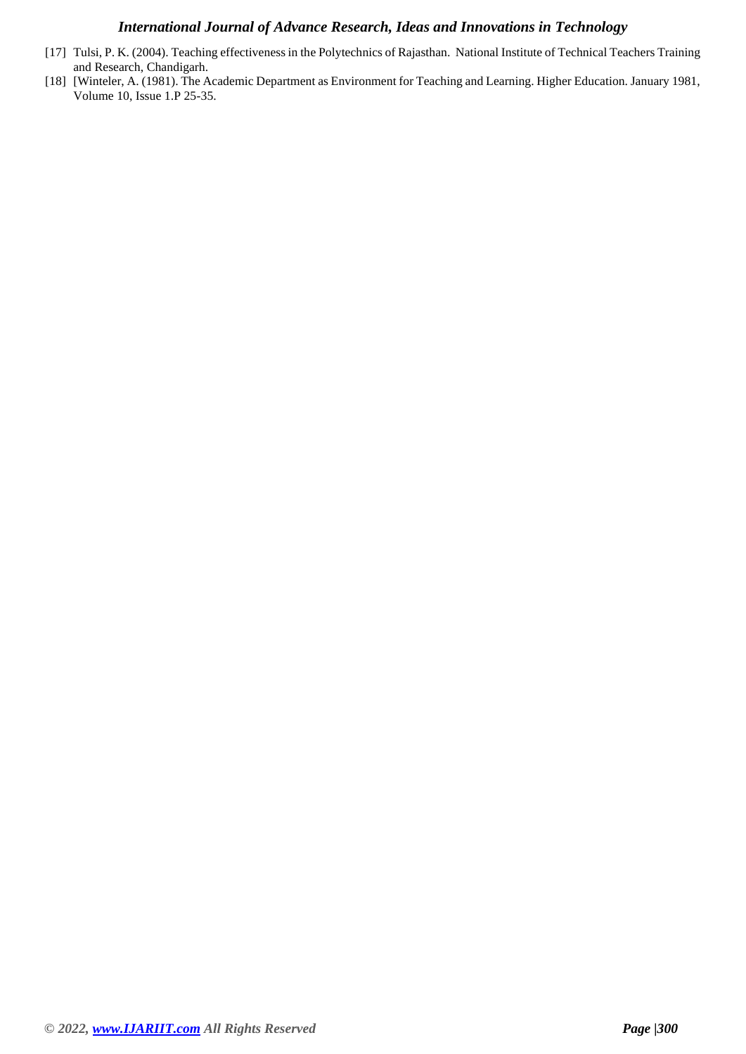[17] Tulsi, P. K. (2004). Teaching effectiveness in the Polytechnics of Rajasthan. National Institute of Technical Teachers Training and Research, Chandigarh.

[18] [Winteler, A. (1981). The Academic Department as Environment for Teaching and Learning. Higher Education. January 1981, Volume 10, Issue 1.P 25-35.